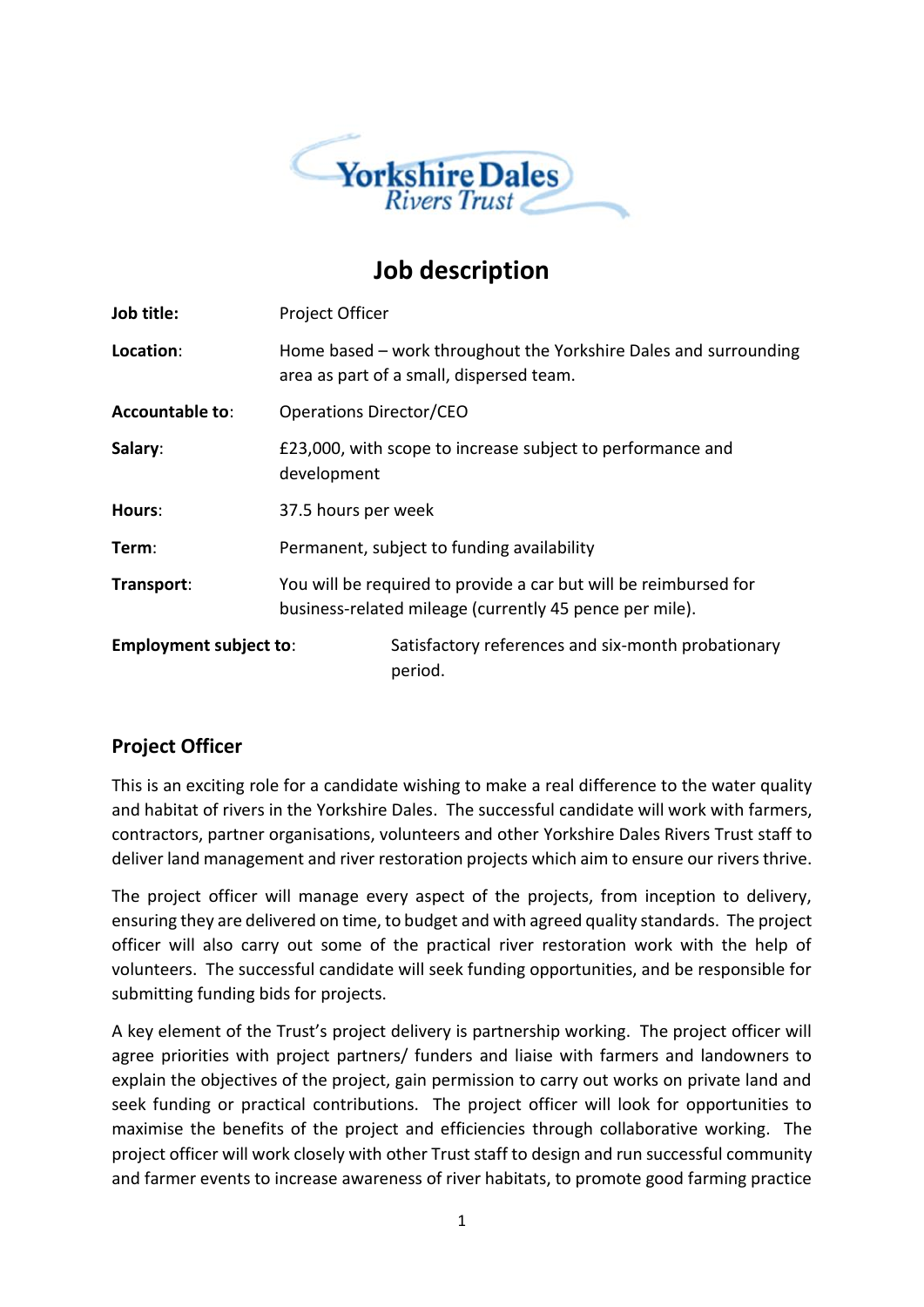Yorkshire Dales Rivers Trust

# Job description

**Job title:** Project Officer

**Location:** Home based – work throughout the Yorkshire Dales and surrounding area as part of a small, dispersed team.

**Accountable to:** Operations Director/CEO

**Salary:** £23,000, with scope to increase subject to performance and development

**Hours:** 37.5 hours per week

**Term:** Permanent, subject to funding availability

**Transport:** You will be required to provide a car but will be reimbursed for business-related mileage (currently 45 pence per mile).

**Employment subject to:** Satisfactory references and six-month probationary period.

## Project Officer

This is an exciting role for a candidate wishing to make a real difference to the water quality and habitat of rivers in the Yorkshire Dales. The successful candidate will work with farmers, contractors, partner organisations, volunteers and other Yorkshire Dales Rivers Trust staff to deliver land management and river restoration projects which aim to ensure our rivers thrive.

The project officer will manage every aspect of the projects, from inception to delivery, ensuring they are delivered on time, to budget and with agreed quality standards. The project officer will also carry out some of the practical river restoration work with the help of volunteers. The successful candidate will seek funding opportunities, and be responsible for submitting funding bids for projects.

A key element of the Trust's project delivery is partnership working. The project officer will agree priorities with project partners/ funders and liaise with farmers and landowners to explain the objectives of the project, gain permission to carry out works on private land and seek funding or practical contributions. The project officer will look for opportunities to maximise the benefits of the project and efficiencies through collaborative working. The project officer will work closely with other Trust staff to design and run successful community and farmer events to increase awareness of river habitats, to promote good farming practice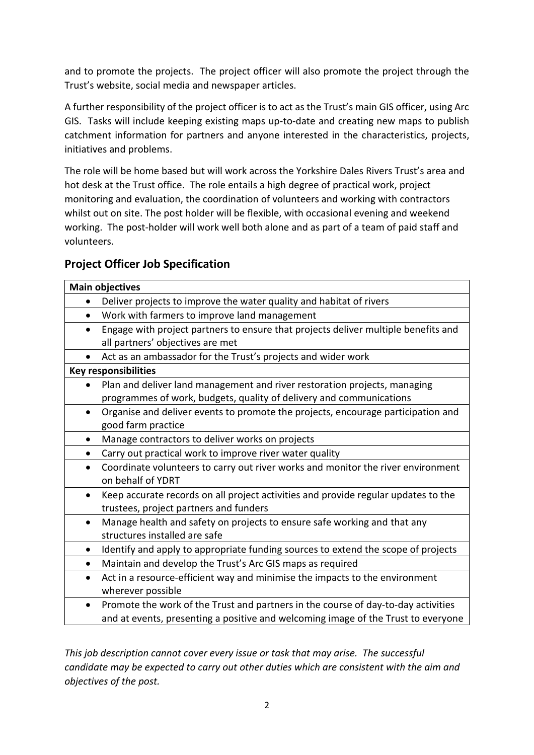and to promote the projects. The project officer will also promote the project through the Trust's website, social media and newspaper articles.

A further responsibility of the project officer is to act as the Trust's main GIS officer, using Arc GIS. Tasks will include keeping existing maps up-to-date and creating new maps to publish catchment information for partners and anyone interested in the characteristics, projects, initiatives and problems.

The role will be home based but will work across the Yorkshire Dales Rivers Trust's area and hot desk at the Trust office. The role entails a high degree of practical work, project monitoring and evaluation, the coordination of volunteers and working with contractors whilst out on site. The post holder will be flexible, with occasional evening and weekend working. The post-holder will work well both alone and as part of a team of paid staff and volunteers.

## Project Officer Job Specification

| **Main objectives** |
|---|
| • Deliver projects to improve the water quality and habitat of rivers |
| • Work with farmers to improve land management |
| • Engage with project partners to ensure that projects deliver multiple benefits and all partners' objectives are met |
| • Act as an ambassador for the Trust's projects and wider work |
| **Key responsibilities** |
| • Plan and deliver land management and river restoration projects, managing programmes of work, budgets, quality of delivery and communications |
| • Organise and deliver events to promote the projects, encourage participation and good farm practice |
| • Manage contractors to deliver works on projects |
| • Carry out practical work to improve river water quality |
| • Coordinate volunteers to carry out river works and monitor the river environment on behalf of YDRT |
| • Keep accurate records on all project activities and provide regular updates to the trustees, project partners and funders |
| • Manage health and safety on projects to ensure safe working and that any structures installed are safe |
| • Identify and apply to appropriate funding sources to extend the scope of projects |
| • Maintain and develop the Trust's Arc GIS maps as required |
| • Act in a resource-efficient way and minimise the impacts to the environment wherever possible |
| • Promote the work of the Trust and partners in the course of day-to-day activities and at events, presenting a positive and welcoming image of the Trust to everyone |

*This job description cannot cover every issue or task that may arise. The successful candidate may be expected to carry out other duties which are consistent with the aim and objectives of the post.*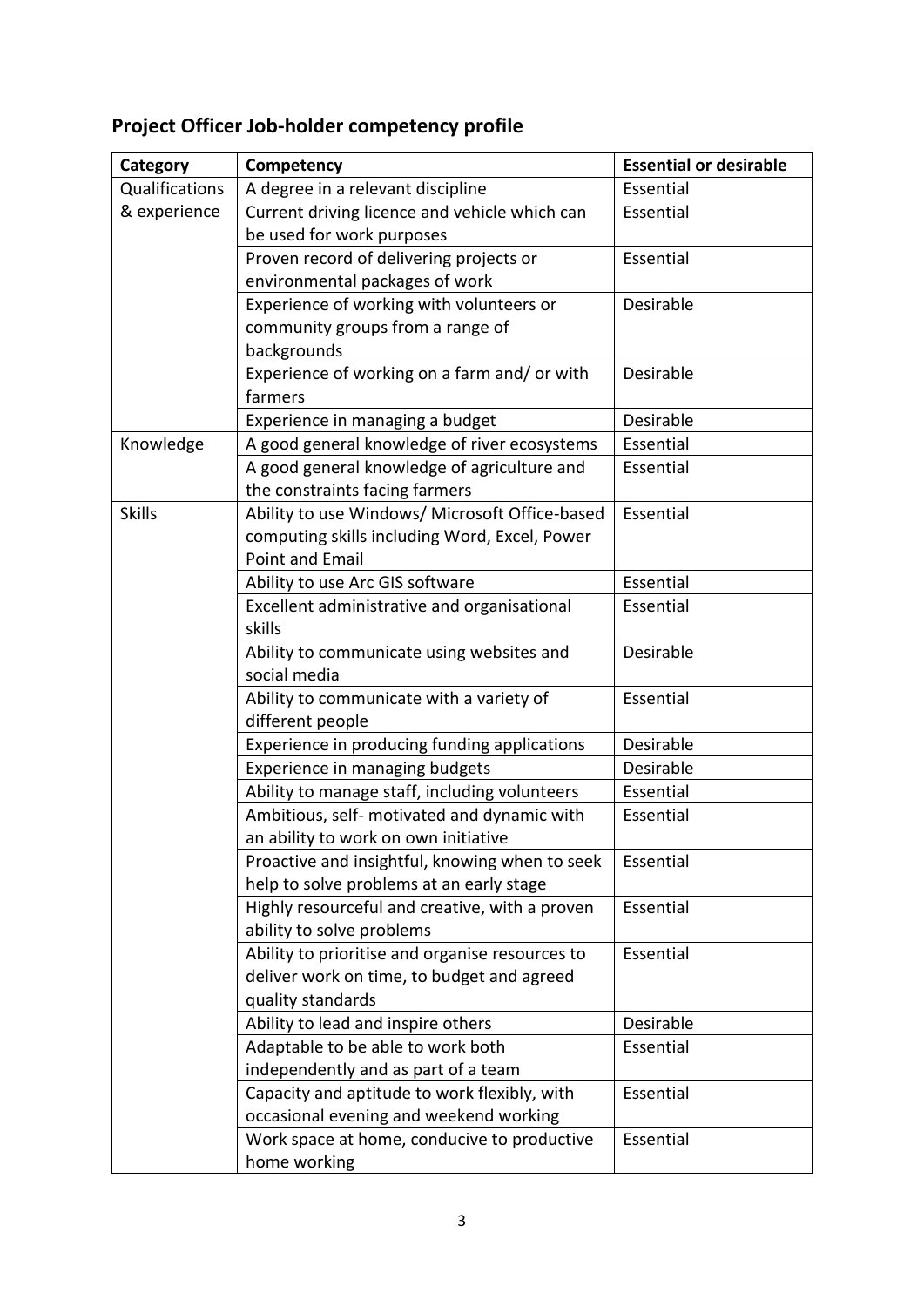## Project Officer Job-holder competency profile

| Category | Competency | Essential or desirable |
|---|---|---|
| Qualifications & experience | A degree in a relevant discipline | Essential |
| | Current driving licence and vehicle which can be used for work purposes | Essential |
| | Proven record of delivering projects or environmental packages of work | Essential |
| | Experience of working with volunteers or community groups from a range of backgrounds | Desirable |
| | Experience of working on a farm and/ or with farmers | Desirable |
| | Experience in managing a budget | Desirable |
| Knowledge | A good general knowledge of river ecosystems | Essential |
| | A good general knowledge of agriculture and the constraints facing farmers | Essential |
| Skills | Ability to use Windows/ Microsoft Office-based computing skills including Word, Excel, Power Point and Email | Essential |
| | Ability to use Arc GIS software | Essential |
| | Excellent administrative and organisational skills | Essential |
| | Ability to communicate using websites and social media | Desirable |
| | Ability to communicate with a variety of different people | Essential |
| | Experience in producing funding applications | Desirable |
| | Experience in managing budgets | Desirable |
| | Ability to manage staff, including volunteers | Essential |
| | Ambitious, self- motivated and dynamic with an ability to work on own initiative | Essential |
| | Proactive and insightful, knowing when to seek help to solve problems at an early stage | Essential |
| | Highly resourceful and creative, with a proven ability to solve problems | Essential |
| | Ability to prioritise and organise resources to deliver work on time, to budget and agreed quality standards | Essential |
| | Ability to lead and inspire others | Desirable |
| | Adaptable to be able to work both independently and as part of a team | Essential |
| | Capacity and aptitude to work flexibly, with occasional evening and weekend working | Essential |
| | Work space at home, conducive to productive home working | Essential |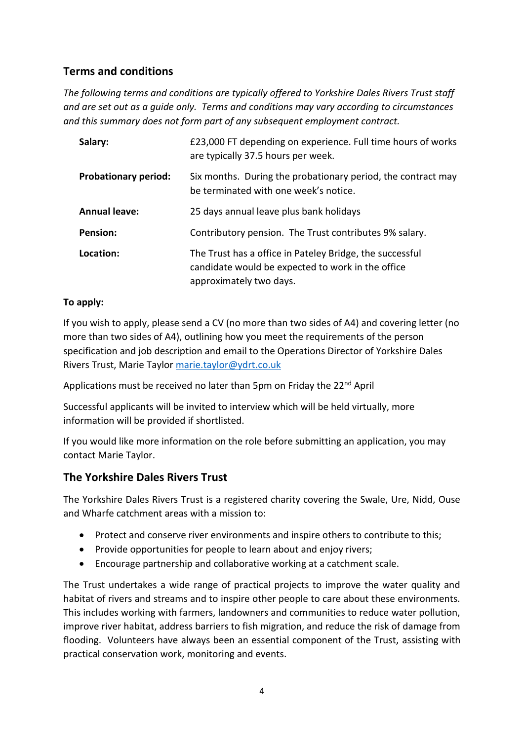## Terms and conditions

*The following terms and conditions are typically offered to Yorkshire Dales Rivers Trust staff and are set out as a guide only. Terms and conditions may vary according to circumstances and this summary does not form part of any subsequent employment contract.*

| | |
|---|---|
| **Salary:** | £23,000 FT depending on experience. Full time hours of works are typically 37.5 hours per week. |
| **Probationary period:** | Six months. During the probationary period, the contract may be terminated with one week's notice. |
| **Annual leave:** | 25 days annual leave plus bank holidays |
| **Pension:** | Contributory pension. The Trust contributes 9% salary. |
| **Location:** | The Trust has a office in Pateley Bridge, the successful candidate would be expected to work in the office approximately two days. |

**To apply:**

If you wish to apply, please send a CV (no more than two sides of A4) and covering letter (no more than two sides of A4), outlining how you meet the requirements of the person specification and job description and email to the Operations Director of Yorkshire Dales Rivers Trust, Marie Taylor marie.taylor@ydrt.co.uk

Applications must be received no later than 5pm on Friday the 22nd April

Successful applicants will be invited to interview which will be held virtually, more information will be provided if shortlisted.

If you would like more information on the role before submitting an application, you may contact Marie Taylor.

## The Yorkshire Dales Rivers Trust

The Yorkshire Dales Rivers Trust is a registered charity covering the Swale, Ure, Nidd, Ouse and Wharfe catchment areas with a mission to:

- Protect and conserve river environments and inspire others to contribute to this;
- Provide opportunities for people to learn about and enjoy rivers;
- Encourage partnership and collaborative working at a catchment scale.

The Trust undertakes a wide range of practical projects to improve the water quality and habitat of rivers and streams and to inspire other people to care about these environments. This includes working with farmers, landowners and communities to reduce water pollution, improve river habitat, address barriers to fish migration, and reduce the risk of damage from flooding. Volunteers have always been an essential component of the Trust, assisting with practical conservation work, monitoring and events.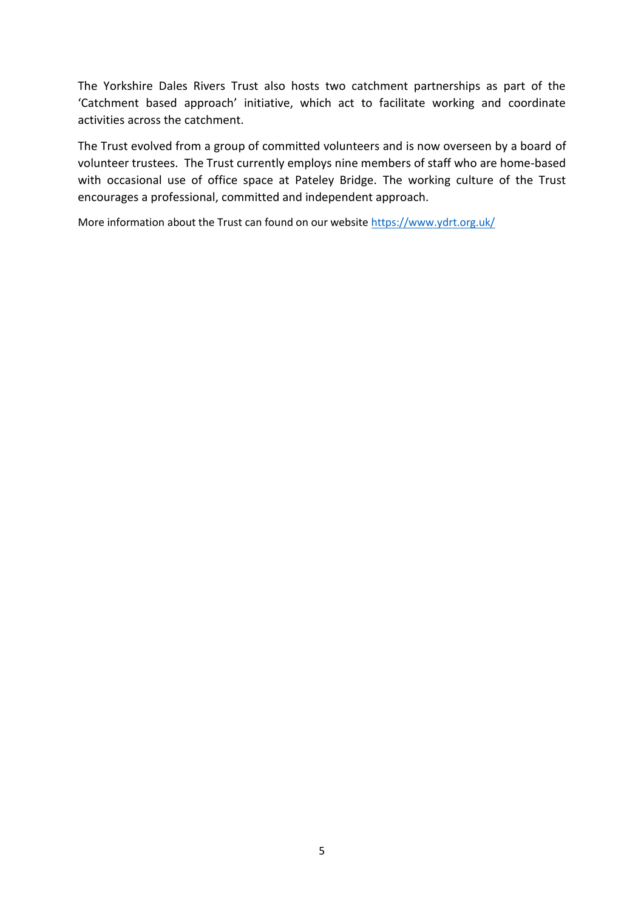The Yorkshire Dales Rivers Trust also hosts two catchment partnerships as part of the 'Catchment based approach' initiative, which act to facilitate working and coordinate activities across the catchment.

The Trust evolved from a group of committed volunteers and is now overseen by a board of volunteer trustees. The Trust currently employs nine members of staff who are home-based with occasional use of office space at Pateley Bridge. The working culture of the Trust encourages a professional, committed and independent approach.

More information about the Trust can found on our website https://www.ydrt.org.uk/